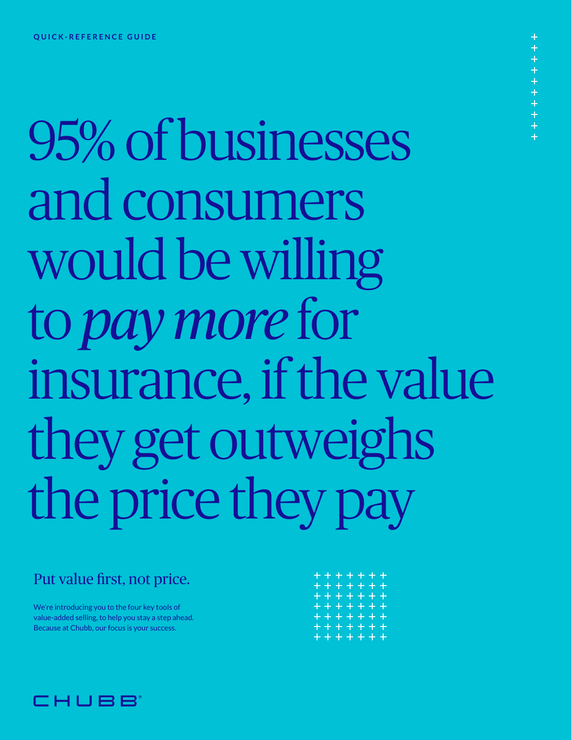QUICK-REFERENCE GUIDE

# 95% of businesses and consumers would be willing to *pay more* for insurance, if the value they get outweighs the price they pay

## Put value first, not price.

We're introducing you to the four key tools of value-added selling, to help you stay a step ahead. Because at Chubb, our focus is your success.

CHUBB®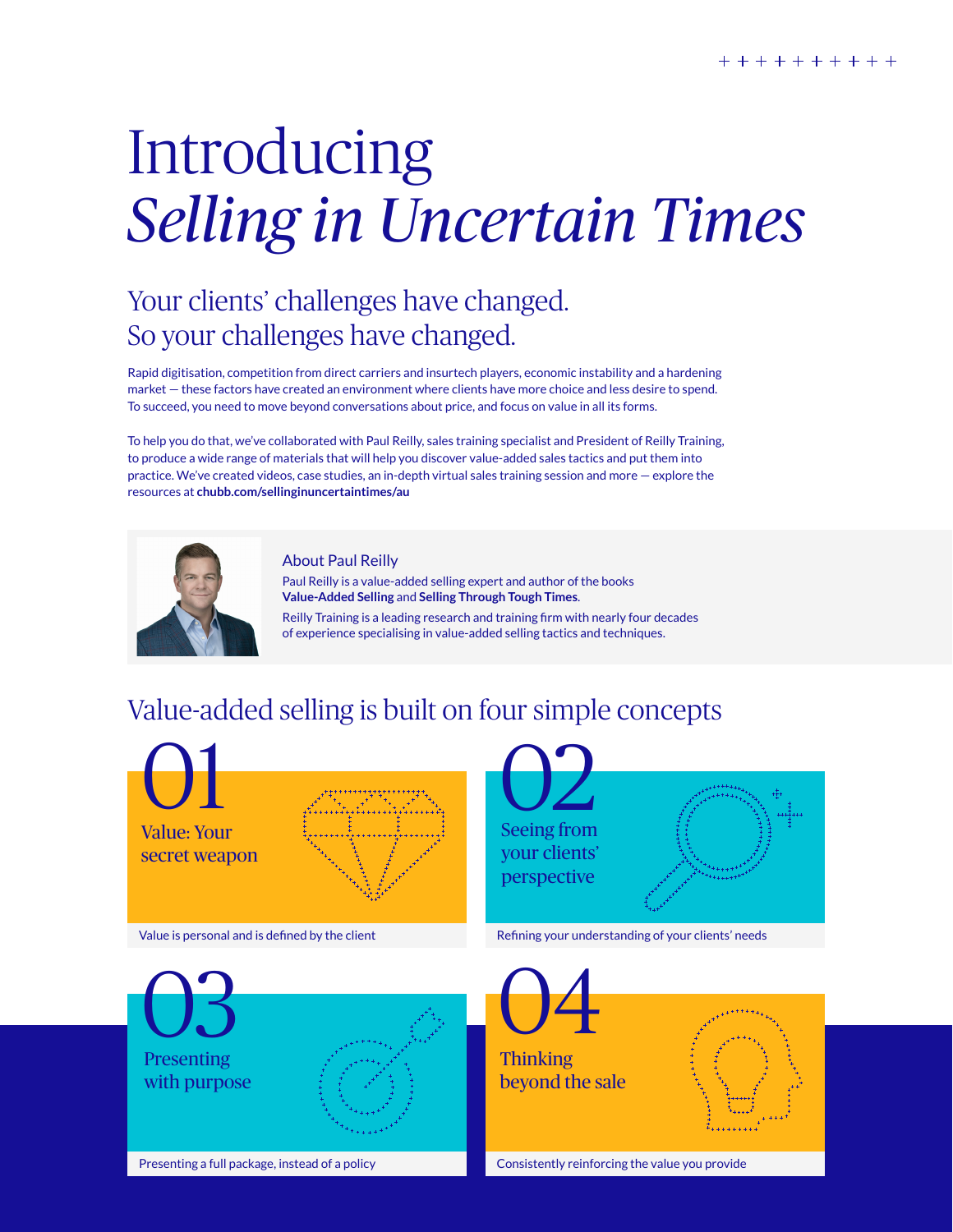# Introducing *Selling in Uncertain Times*

## Your clients' challenges have changed. So your challenges have changed.

Rapid digitisation, competition from direct carriers and insurtech players, economic instability and a hardening market — these factors have created an environment where clients have more choice and less desire to spend. To succeed, you need to move beyond conversations about price, and focus on value in all its forms.

To help you do that, we've collaborated with Paul Reilly, sales training specialist and President of Reilly Training, to produce a wide range of materials that will help you discover value-added sales tactics and put them into practice. We've created videos, case studies, an in-depth virtual sales training session and more — explore the resources at **chubb.com/sellinginuncertaintimes/au**

### About Paul Reilly

Paul Reilly is a value-added selling expert and author of the books **Value-Added Selling** and **Selling Through Tough Times**.

Reilly Training is a leading research and training firm with nearly four decades of experience specialising in value-added selling tactics and techniques.

## Value-added selling is built on four simple concepts

### 01 Value: Your secret weapon

Value is personal and is defined by the client

### 02 Seeing from your clients' perspective

Refining your understanding of your clients' needs

### 03 Presenting with purpose

Presenting a full package, instead of a policy

### 04 Thinking beyond the sale

Consistently reinforcing the value you provide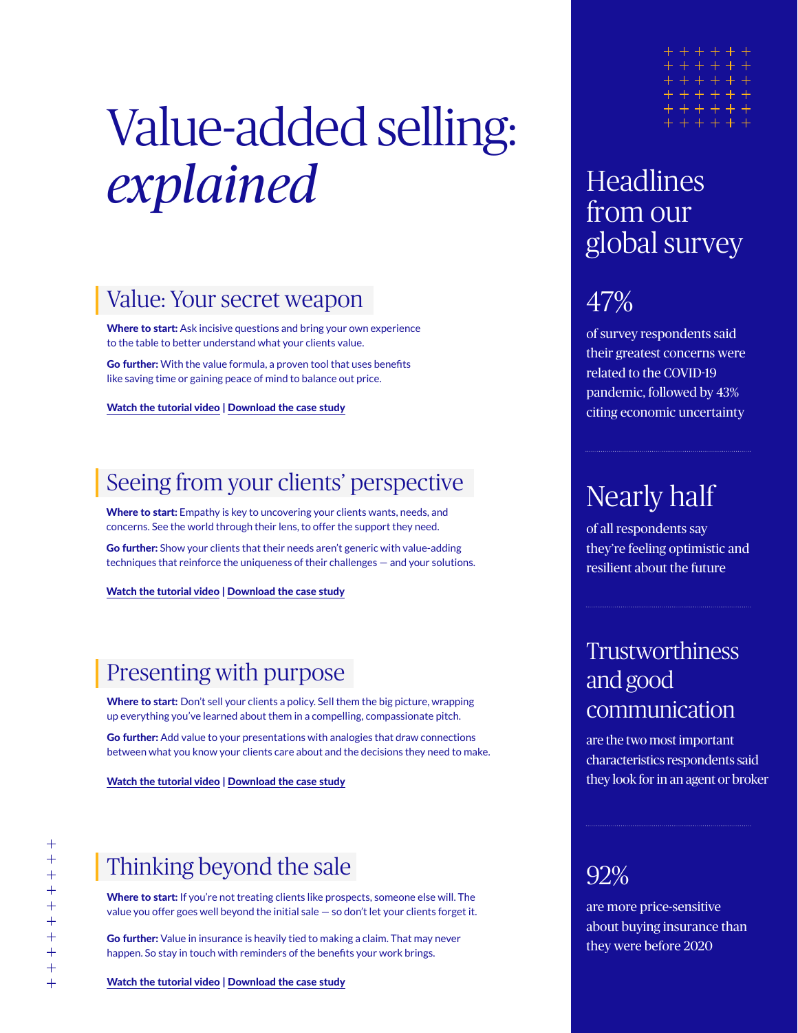# Value-added selling: *explained*

## Value: Your secret weapon

**Where to start:** Ask incisive questions and bring your own experience to the table to better understand what your clients value.

**Go further:** With the value formula, a proven tool that uses benefits like saving time or gaining peace of mind to balance out price.

Watch the tutorial video | Download the case study

## Seeing from your clients' perspective

**Where to start:** Empathy is key to uncovering your clients wants, needs, and concerns. See the world through their lens, to offer the support they need.

**Go further:** Show your clients that their needs aren't generic with value-adding techniques that reinforce the uniqueness of their challenges — and your solutions.

Watch the tutorial video | Download the case study

## Presenting with purpose

**Where to start:** Don't sell your clients a policy. Sell them the big picture, wrapping up everything you've learned about them in a compelling, compassionate pitch.

**Go further:** Add value to your presentations with analogies that draw connections between what you know your clients care about and the decisions they need to make.

Watch the tutorial video | Download the case study

## Thinking beyond the sale

**Where to start:** If you're not treating clients like prospects, someone else will. The value you offer goes well beyond the initial sale — so don't let your clients forget it.

**Go further:** Value in insurance is heavily tied to making a claim. That may never happen. So stay in touch with reminders of the benefits your work brings.

Watch the tutorial video | Download the case study

## Headlines from our global survey

### 47%

of survey respondents said their greatest concerns were related to the COVID-19 pandemic, followed by 43% citing economic uncertainty

### Nearly half

of all respondents say they're feeling optimistic and resilient about the future

### Trustworthiness and good communication

are the two most important characteristics respondents said they look for in an agent or broker

### 92%

are more price-sensitive about buying insurance than they were before 2020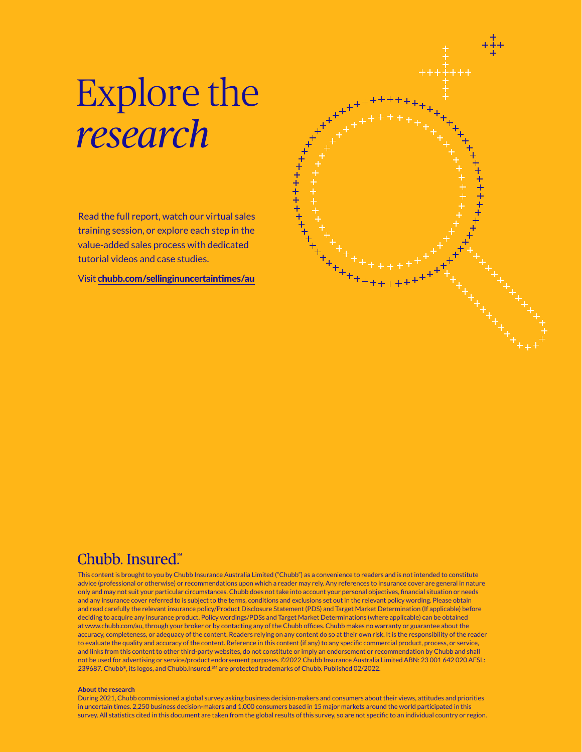# Explore the *research*

Read the full report, watch our virtual sales training session, or explore each step in the value-added sales process with dedicated tutorial videos and case studies.

Visit **chubb.com/sellinginuncertaintimes/au**

Chubb. Insured.℠

This content is brought to you by Chubb Insurance Australia Limited ("Chubb") as a convenience to readers and is not intended to constitute advice (professional or otherwise) or recommendations upon which a reader may rely. Any references to insurance cover are general in nature only and may not suit your particular circumstances. Chubb does not take into account your personal objectives, financial situation or needs and any insurance cover referred to is subject to the terms, conditions and exclusions set out in the relevant policy wording. Please obtain and read carefully the relevant insurance policy/Product Disclosure Statement (PDS) and Target Market Determination (If applicable) before deciding to acquire any insurance product. Policy wordings/PDSs and Target Market Determinations (where applicable) can be obtained at www.chubb.com/au, through your broker or by contacting any of the Chubb offices. Chubb makes no warranty or guarantee about the accuracy, completeness, or adequacy of the content. Readers relying on any content do so at their own risk. It is the responsibility of the reader to evaluate the quality and accuracy of the content. Reference in this content (if any) to any specific commercial product, process, or service, and links from this content to other third-party websites, do not constitute or imply an endorsement or recommendation by Chubb and shall not be used for advertising or service/product endorsement purposes. ©2022 Chubb Insurance Australia Limited ABN: 23 001 642 020 AFSL: 239687. Chubb®, its logos, and Chubb.Insured.℠ are protected trademarks of Chubb. Published 02/2022.

**About the research**

During 2021, Chubb commissioned a global survey asking business decision-makers and consumers about their views, attitudes and priorities in uncertain times. 2,250 business decision-makers and 1,000 consumers based in 15 major markets around the world participated in this survey. All statistics cited in this document are taken from the global results of this survey, so are not specific to an individual country or region.